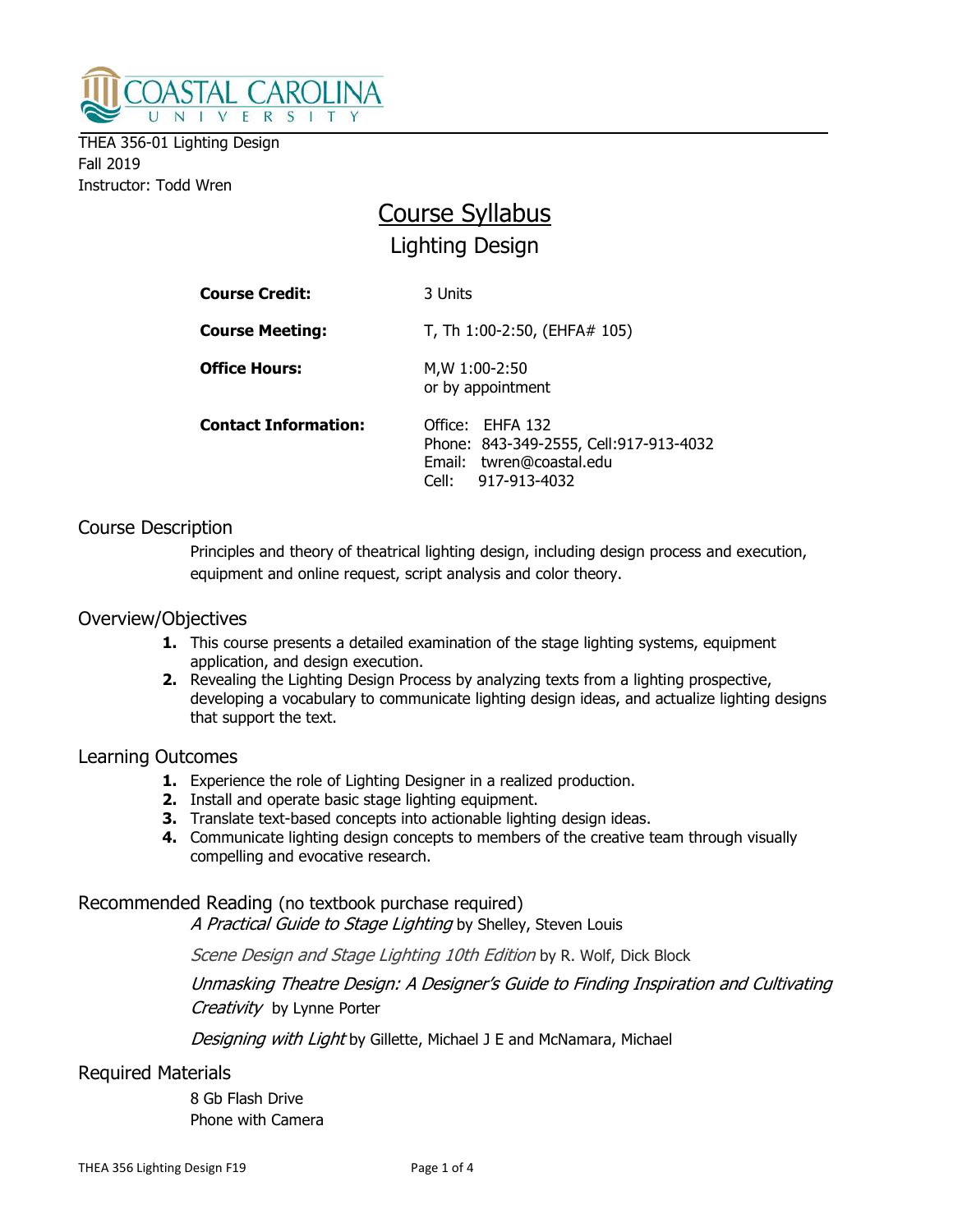COASTAL CAROLINA UNIVERSITY

THEA 356-01 Lighting Design
Fall 2019
Instructor: Todd Wren

# Course Syllabus

## Lighting Design

| | |
|---|---|
| **Course Credit:** | 3 Units |
| **Course Meeting:** | T, Th 1:00-2:50, (EHFA# 105) |
| **Office Hours:** | M,W 1:00-2:50<br>or by appointment |
| **Contact Information:** | Office: EHFA 132<br>Phone: 843-349-2555, Cell:917-913-4032<br>Email: twren@coastal.edu<br>Cell: 917-913-4032 |

## Course Description

Principles and theory of theatrical lighting design, including design process and execution, equipment and online request, script analysis and color theory.

## Overview/Objectives

1. This course presents a detailed examination of the stage lighting systems, equipment application, and design execution.
2. Revealing the Lighting Design Process by analyzing texts from a lighting prospective, developing a vocabulary to communicate lighting design ideas, and actualize lighting designs that support the text.

## Learning Outcomes

1. Experience the role of Lighting Designer in a realized production.
2. Install and operate basic stage lighting equipment.
3. Translate text-based concepts into actionable lighting design ideas.
4. Communicate lighting design concepts to members of the creative team through visually compelling and evocative research.

## Recommended Reading (no textbook purchase required)

*A Practical Guide to Stage Lighting* by Shelley, Steven Louis

*Scene Design and Stage Lighting 10th Edition* by R. Wolf, Dick Block

*Unmasking Theatre Design: A Designer's Guide to Finding Inspiration and Cultivating Creativity* by Lynne Porter

*Designing with Light* by Gillette, Michael J E and McNamara, Michael

## Required Materials

8 Gb Flash Drive
Phone with Camera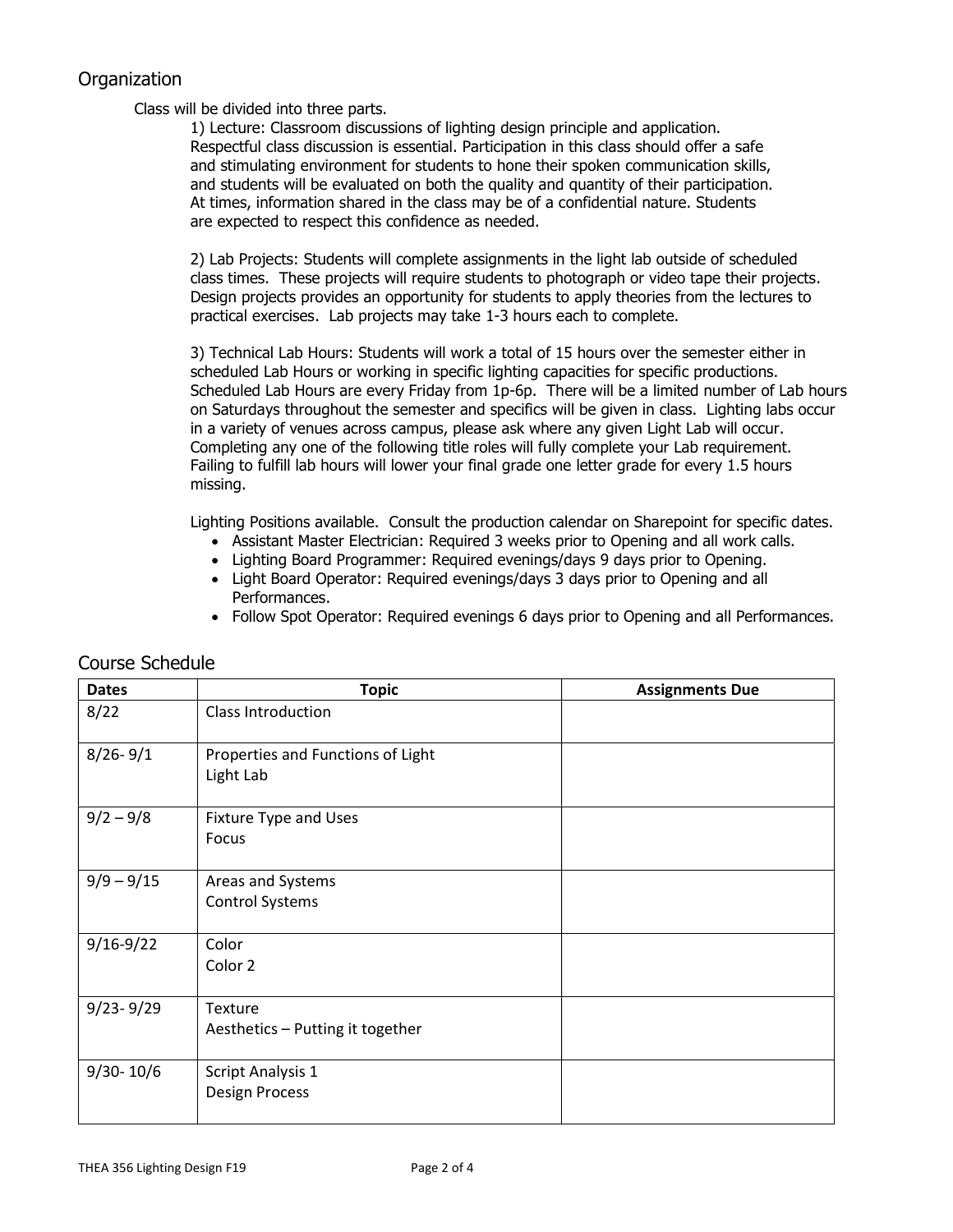## Organization

Class will be divided into three parts.

1) Lecture: Classroom discussions of lighting design principle and application. Respectful class discussion is essential. Participation in this class should offer a safe and stimulating environment for students to hone their spoken communication skills, and students will be evaluated on both the quality and quantity of their participation. At times, information shared in the class may be of a confidential nature. Students are expected to respect this confidence as needed.

2) Lab Projects: Students will complete assignments in the light lab outside of scheduled class times. These projects will require students to photograph or video tape their projects. Design projects provides an opportunity for students to apply theories from the lectures to practical exercises. Lab projects may take 1-3 hours each to complete.

3) Technical Lab Hours: Students will work a total of 15 hours over the semester either in scheduled Lab Hours or working in specific lighting capacities for specific productions. Scheduled Lab Hours are every Friday from 1p-6p. There will be a limited number of Lab hours on Saturdays throughout the semester and specifics will be given in class. Lighting labs occur in a variety of venues across campus, please ask where any given Light Lab will occur. Completing any one of the following title roles will fully complete your Lab requirement. Failing to fulfill lab hours will lower your final grade one letter grade for every 1.5 hours missing.

Lighting Positions available. Consult the production calendar on Sharepoint for specific dates.

- Assistant Master Electrician: Required 3 weeks prior to Opening and all work calls.
- Lighting Board Programmer: Required evenings/days 9 days prior to Opening.
- Light Board Operator: Required evenings/days 3 days prior to Opening and all Performances.
- Follow Spot Operator: Required evenings 6 days prior to Opening and all Performances.

## Course Schedule

| Dates | Topic | Assignments Due |
|---|---|---|
| 8/22 | Class Introduction | |
| 8/26- 9/1 | Properties and Functions of Light<br>Light Lab | |
| 9/2 – 9/8 | Fixture Type and Uses<br>Focus | |
| 9/9 – 9/15 | Areas and Systems<br>Control Systems | |
| 9/16-9/22 | Color<br>Color 2 | |
| 9/23- 9/29 | Texture<br>Aesthetics – Putting it together | |
| 9/30- 10/6 | Script Analysis 1<br>Design Process | |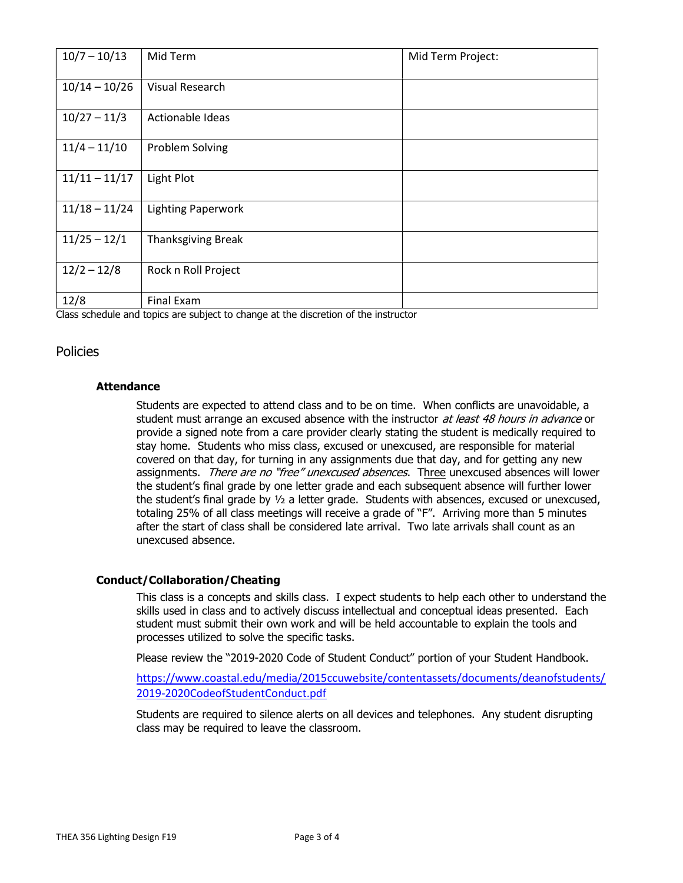| 10/7 – 10/13 | Mid Term | Mid Term Project: |
|---|---|---|
| 10/14 – 10/26 | Visual Research | |
| 10/27 – 11/3 | Actionable Ideas | |
| 11/4 – 11/10 | Problem Solving | |
| 11/11 – 11/17 | Light Plot | |
| 11/18 – 11/24 | Lighting Paperwork | |
| 11/25 – 12/1 | Thanksgiving Break | |
| 12/2 – 12/8 | Rock n Roll Project | |
| 12/8 | Final Exam | |

Class schedule and topics are subject to change at the discretion of the instructor

## Policies

### Attendance

Students are expected to attend class and to be on time. When conflicts are unavoidable, a student must arrange an excused absence with the instructor *at least 48 hours in advance* or provide a signed note from a care provider clearly stating the student is medically required to stay home. Students who miss class, excused or unexcused, are responsible for material covered on that day, for turning in any assignments due that day, and for getting any new assignments. *There are no "free" unexcused absences*. Three unexcused absences will lower the student's final grade by one letter grade and each subsequent absence will further lower the student's final grade by ½ a letter grade. Students with absences, excused or unexcused, totaling 25% of all class meetings will receive a grade of "F". Arriving more than 5 minutes after the start of class shall be considered late arrival. Two late arrivals shall count as an unexcused absence.

### Conduct/Collaboration/Cheating

This class is a concepts and skills class. I expect students to help each other to understand the skills used in class and to actively discuss intellectual and conceptual ideas presented. Each student must submit their own work and will be held accountable to explain the tools and processes utilized to solve the specific tasks.

Please review the "2019-2020 Code of Student Conduct" portion of your Student Handbook.

https://www.coastal.edu/media/2015ccuwebsite/contentassets/documents/deanofstudents/2019-2020CodeofStudentConduct.pdf

Students are required to silence alerts on all devices and telephones. Any student disrupting class may be required to leave the classroom.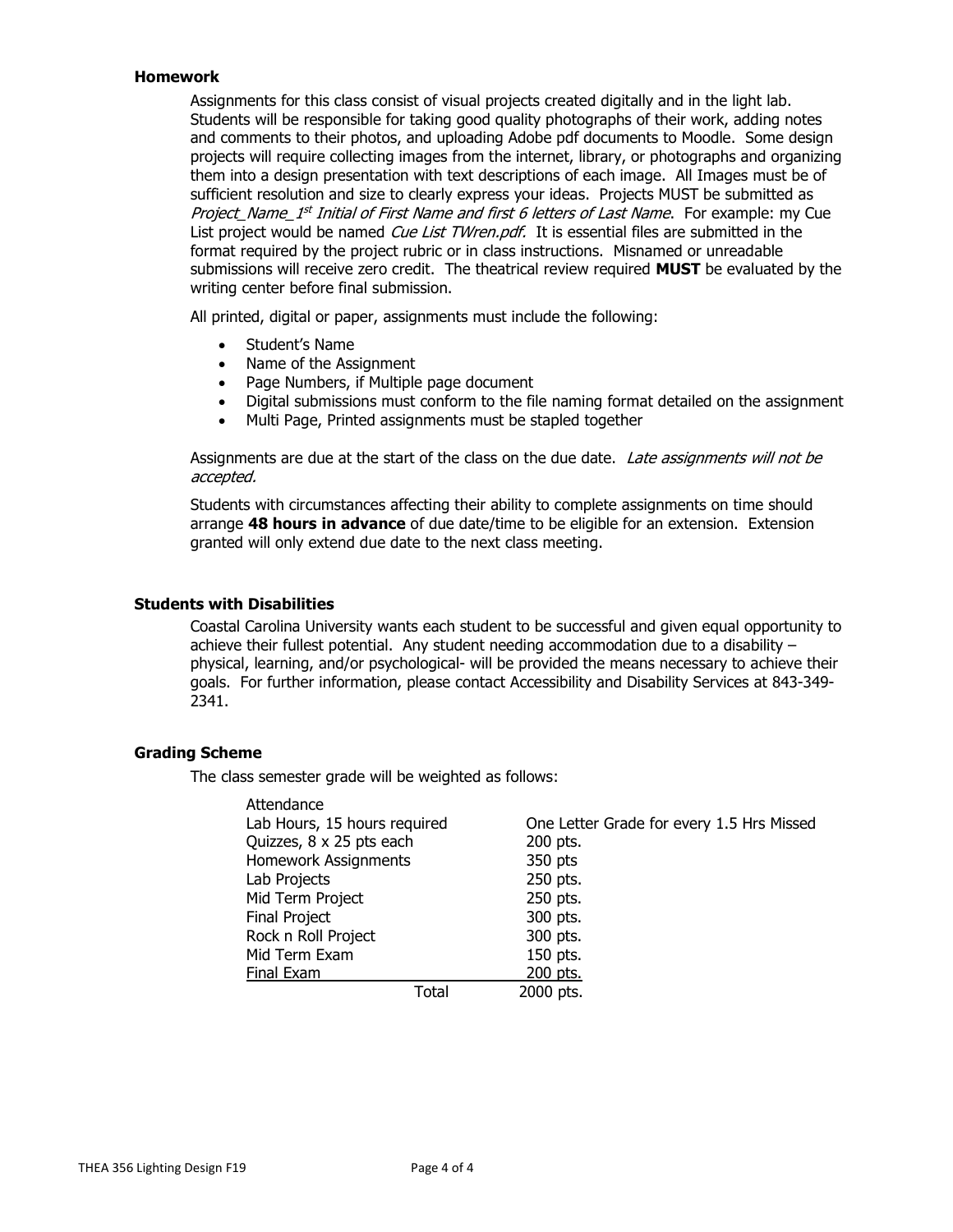### Homework

Assignments for this class consist of visual projects created digitally and in the light lab. Students will be responsible for taking good quality photographs of their work, adding notes and comments to their photos, and uploading Adobe pdf documents to Moodle. Some design projects will require collecting images from the internet, library, or photographs and organizing them into a design presentation with text descriptions of each image. All Images must be of sufficient resolution and size to clearly express your ideas. Projects MUST be submitted as *Project_Name_1st Initial of First Name and first 6 letters of Last Name*. For example: my Cue List project would be named *Cue List TWren.pdf.* It is essential files are submitted in the format required by the project rubric or in class instructions. Misnamed or unreadable submissions will receive zero credit. The theatrical review required **MUST** be evaluated by the writing center before final submission.

All printed, digital or paper, assignments must include the following:

- Student's Name
- Name of the Assignment
- Page Numbers, if Multiple page document
- Digital submissions must conform to the file naming format detailed on the assignment
- Multi Page, Printed assignments must be stapled together

Assignments are due at the start of the class on the due date. *Late assignments will not be accepted.*

Students with circumstances affecting their ability to complete assignments on time should arrange **48 hours in advance** of due date/time to be eligible for an extension. Extension granted will only extend due date to the next class meeting.

### Students with Disabilities

Coastal Carolina University wants each student to be successful and given equal opportunity to achieve their fullest potential. Any student needing accommodation due to a disability – physical, learning, and/or psychological- will be provided the means necessary to achieve their goals. For further information, please contact Accessibility and Disability Services at 843-349-2341.

### Grading Scheme

The class semester grade will be weighted as follows:

| Item | Points |
|---|---|
| Attendance | |
| Lab Hours, 15 hours required | One Letter Grade for every 1.5 Hrs Missed |
| Quizzes, 8 x 25 pts each | 200 pts. |
| Homework Assignments | 350 pts |
| Lab Projects | 250 pts. |
| Mid Term Project | 250 pts. |
| Final Project | 300 pts. |
| Rock n Roll Project | 300 pts. |
| Mid Term Exam | 150 pts. |
| Final Exam | 200 pts. |
| Total | 2000 pts. |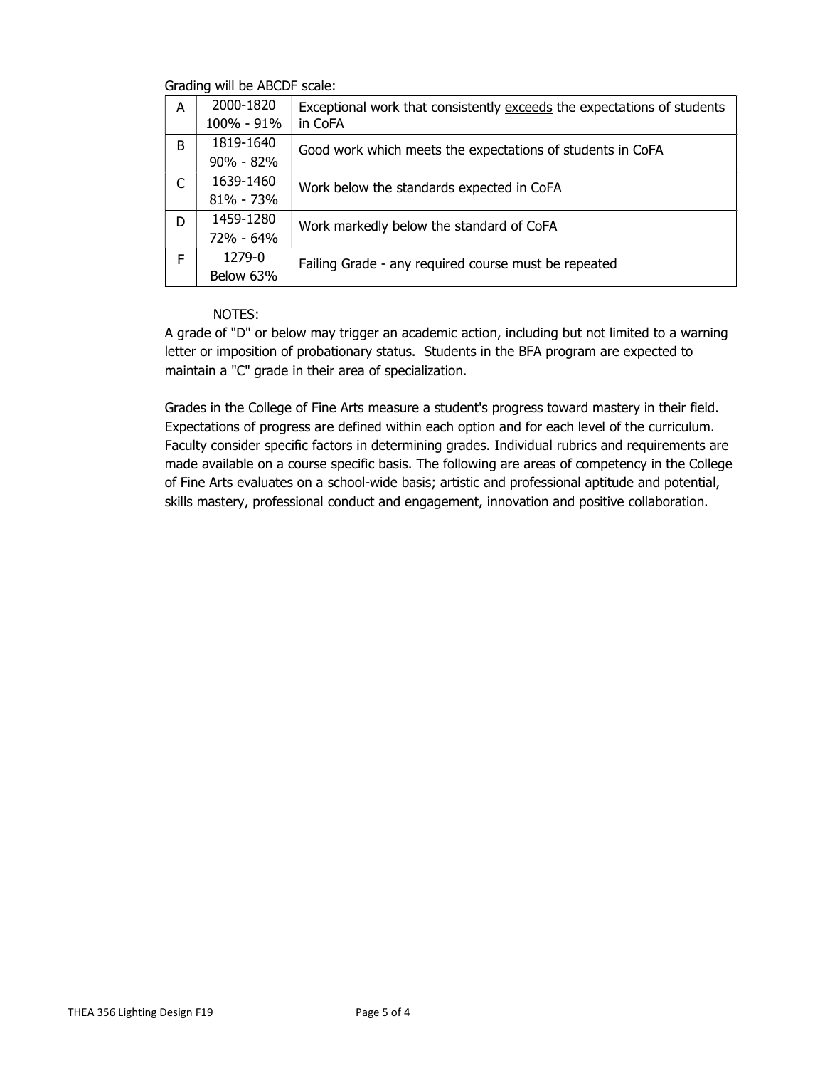Grading will be ABCDF scale:

| | | |
|---|---|---|
| A | 2000-1820<br>100% - 91% | Exceptional work that consistently <u>exceeds</u> the expectations of students in CoFA |
| B | 1819-1640<br>90% - 82% | Good work which meets the expectations of students in CoFA |
| C | 1639-1460<br>81% - 73% | Work below the standards expected in CoFA |
| D | 1459-1280<br>72% - 64% | Work markedly below the standard of CoFA |
| F | 1279-0<br>Below 63% | Failing Grade - any required course must be repeated |

NOTES:

A grade of "D" or below may trigger an academic action, including but not limited to a warning letter or imposition of probationary status. Students in the BFA program are expected to maintain a "C" grade in their area of specialization.

Grades in the College of Fine Arts measure a student's progress toward mastery in their field. Expectations of progress are defined within each option and for each level of the curriculum. Faculty consider specific factors in determining grades. Individual rubrics and requirements are made available on a course specific basis. The following are areas of competency in the College of Fine Arts evaluates on a school-wide basis; artistic and professional aptitude and potential, skills mastery, professional conduct and engagement, innovation and positive collaboration.